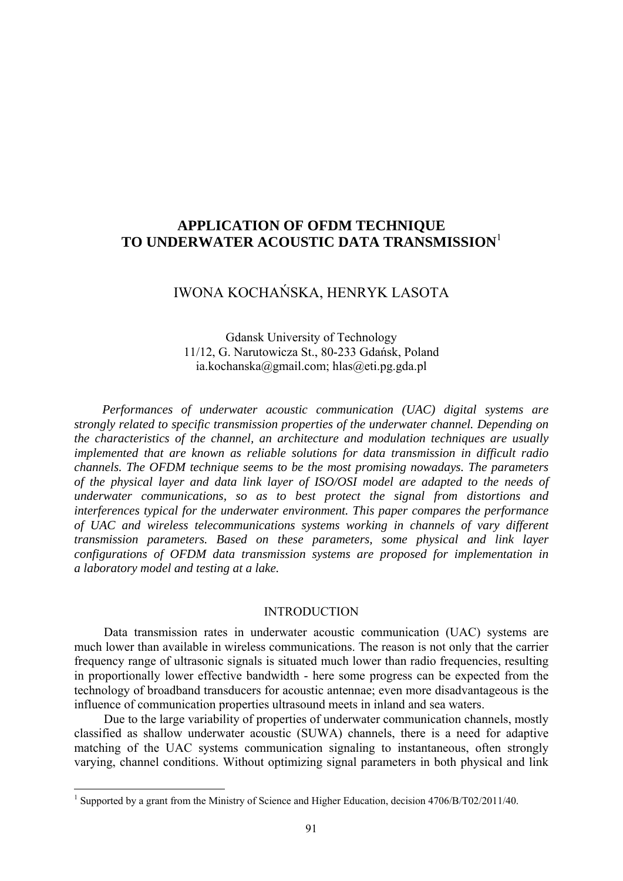# APPLICATION OF OFDM TECHNIQUE TO UNDERWATER ACOUSTIC DATA TRANSMISSION[1]

IWONA KOCHAŃSKA, HENRYK LASOTA

Gdansk University of Technology
11/12, G. Narutowicza St., 80-233 Gdańsk, Poland
ia.kochanska@gmail.com; hlas@eti.pg.gda.pl

*Performances of underwater acoustic communication (UAC) digital systems are strongly related to specific transmission properties of the underwater channel. Depending on the characteristics of the channel, an architecture and modulation techniques are usually implemented that are known as reliable solutions for data transmission in difficult radio channels. The OFDM technique seems to be the most promising nowadays. The parameters of the physical layer and data link layer of ISO/OSI model are adapted to the needs of underwater communications, so as to best protect the signal from distortions and interferences typical for the underwater environment. This paper compares the performance of UAC and wireless telecommunications systems working in channels of vary different transmission parameters. Based on these parameters, some physical and link layer configurations of OFDM data transmission systems are proposed for implementation in a laboratory model and testing at a lake.*

## INTRODUCTION

Data transmission rates in underwater acoustic communication (UAC) systems are much lower than available in wireless communications. The reason is not only that the carrier frequency range of ultrasonic signals is situated much lower than radio frequencies, resulting in proportionally lower effective bandwidth - here some progress can be expected from the technology of broadband transducers for acoustic antennae; even more disadvantageous is the influence of communication properties ultrasound meets in inland and sea waters.

Due to the large variability of properties of underwater communication channels, mostly classified as shallow underwater acoustic (SUWA) channels, there is a need for adaptive matching of the UAC systems communication signaling to instantaneous, often strongly varying, channel conditions. Without optimizing signal parameters in both physical and link

[1] Supported by a grant from the Ministry of Science and Higher Education, decision 4706/B/T02/2011/40.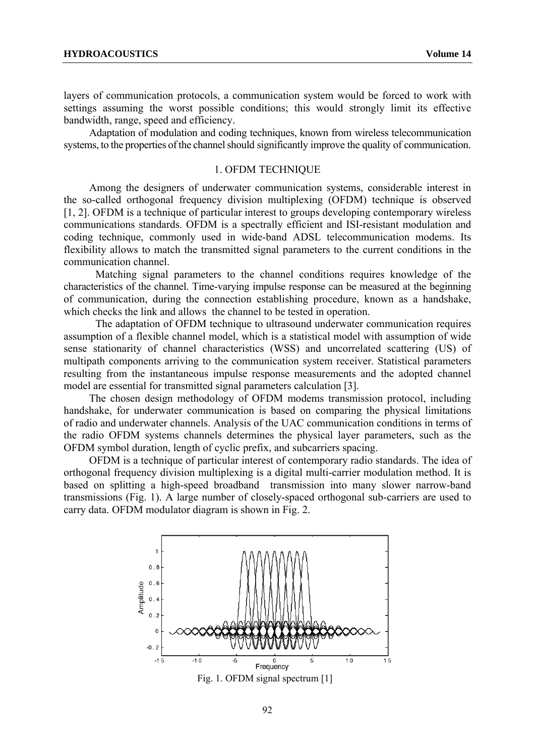layers of communication protocols, a communication system would be forced to work with settings assuming the worst possible conditions; this would strongly limit its effective bandwidth, range, speed and efficiency.

Adaptation of modulation and coding techniques, known from wireless telecommunication systems, to the properties of the channel should significantly improve the quality of communication.

## 1. OFDM TECHNIQUE

Among the designers of underwater communication systems, considerable interest in the so-called orthogonal frequency division multiplexing (OFDM) technique is observed [1, 2]. OFDM is a technique of particular interest to groups developing contemporary wireless communications standards. OFDM is a spectrally efficient and ISI-resistant modulation and coding technique, commonly used in wide-band ADSL telecommunication modems. Its flexibility allows to match the transmitted signal parameters to the current conditions in the communication channel.

Matching signal parameters to the channel conditions requires knowledge of the characteristics of the channel. Time-varying impulse response can be measured at the beginning of communication, during the connection establishing procedure, known as a handshake, which checks the link and allows the channel to be tested in operation.

The adaptation of OFDM technique to ultrasound underwater communication requires assumption of a flexible channel model, which is a statistical model with assumption of wide sense stationarity of channel characteristics (WSS) and uncorrelated scattering (US) of multipath components arriving to the communication system receiver. Statistical parameters resulting from the instantaneous impulse response measurements and the adopted channel model are essential for transmitted signal parameters calculation [3].

The chosen design methodology of OFDM modems transmission protocol, including handshake, for underwater communication is based on comparing the physical limitations of radio and underwater channels. Analysis of the UAC communication conditions in terms of the radio OFDM systems channels determines the physical layer parameters, such as the OFDM symbol duration, length of cyclic prefix, and subcarriers spacing.

OFDM is a technique of particular interest of contemporary radio standards. The idea of orthogonal frequency division multiplexing is a digital multi-carrier modulation method. It is based on splitting a high-speed broadband transmission into many slower narrow-band transmissions (Fig. 1). A large number of closely-spaced orthogonal sub-carriers are used to carry data. OFDM modulator diagram is shown in Fig. 2.

Fig. 1. OFDM signal spectrum [1]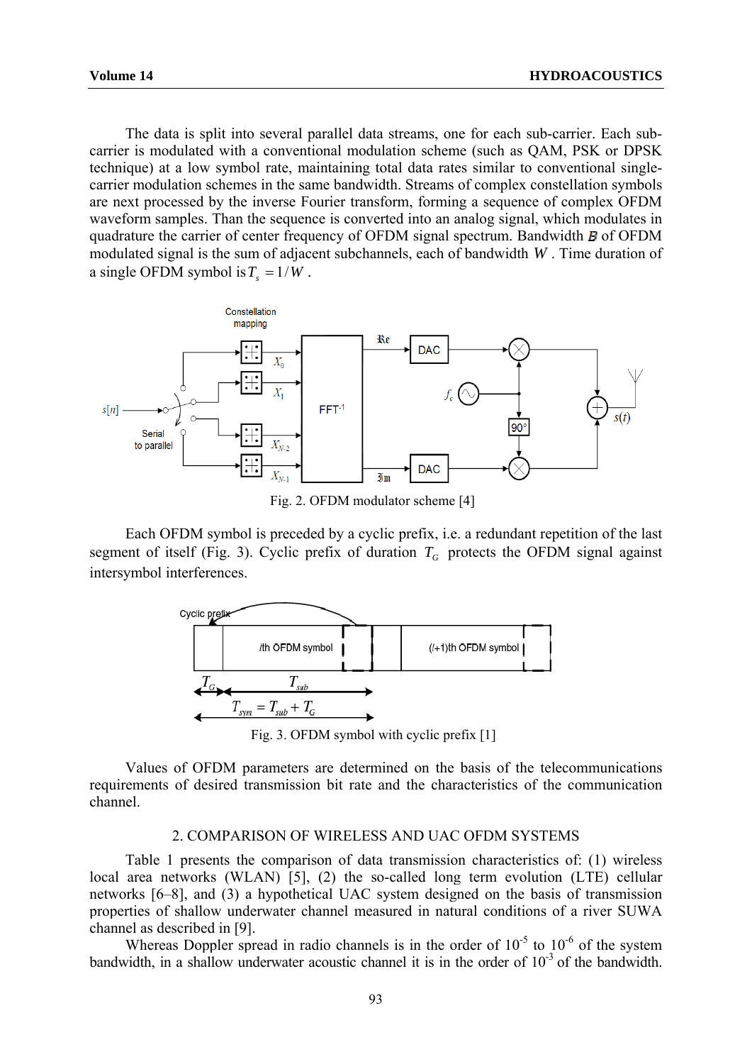The data is split into several parallel data streams, one for each sub-carrier. Each sub-carrier is modulated with a conventional modulation scheme (such as QAM, PSK or DPSK technique) at a low symbol rate, maintaining total data rates similar to conventional single-carrier modulation schemes in the same bandwidth. Streams of complex constellation symbols are next processed by the inverse Fourier transform, forming a sequence of complex OFDM waveform samples. Than the sequence is converted into an analog signal, which modulates in quadrature the carrier of center frequency of OFDM signal spectrum. Bandwidth $B$ of OFDM modulated signal is the sum of adjacent subchannels, each of bandwidth $W$. Time duration of a single OFDM symbol is $T_s = 1/W$.

Fig. 2. OFDM modulator scheme [4]

Each OFDM symbol is preceded by a cyclic prefix, i.e. a redundant repetition of the last segment of itself (Fig. 3). Cyclic prefix of duration $T_G$ protects the OFDM signal against intersymbol interferences.

Fig. 3. OFDM symbol with cyclic prefix [1]

Values of OFDM parameters are determined on the basis of the telecommunications requirements of desired transmission bit rate and the characteristics of the communication channel.

## 2. COMPARISON OF WIRELESS AND UAC OFDM SYSTEMS

Table 1 presents the comparison of data transmission characteristics of: (1) wireless local area networks (WLAN) [5], (2) the so-called long term evolution (LTE) cellular networks [6–8], and (3) a hypothetical UAC system designed on the basis of transmission properties of shallow underwater channel measured in natural conditions of a river SUWA channel as described in [9].

Whereas Doppler spread in radio channels is in the order of $10^{-5}$ to $10^{-6}$ of the system bandwidth, in a shallow underwater acoustic channel it is in the order of $10^{-3}$ of the bandwidth.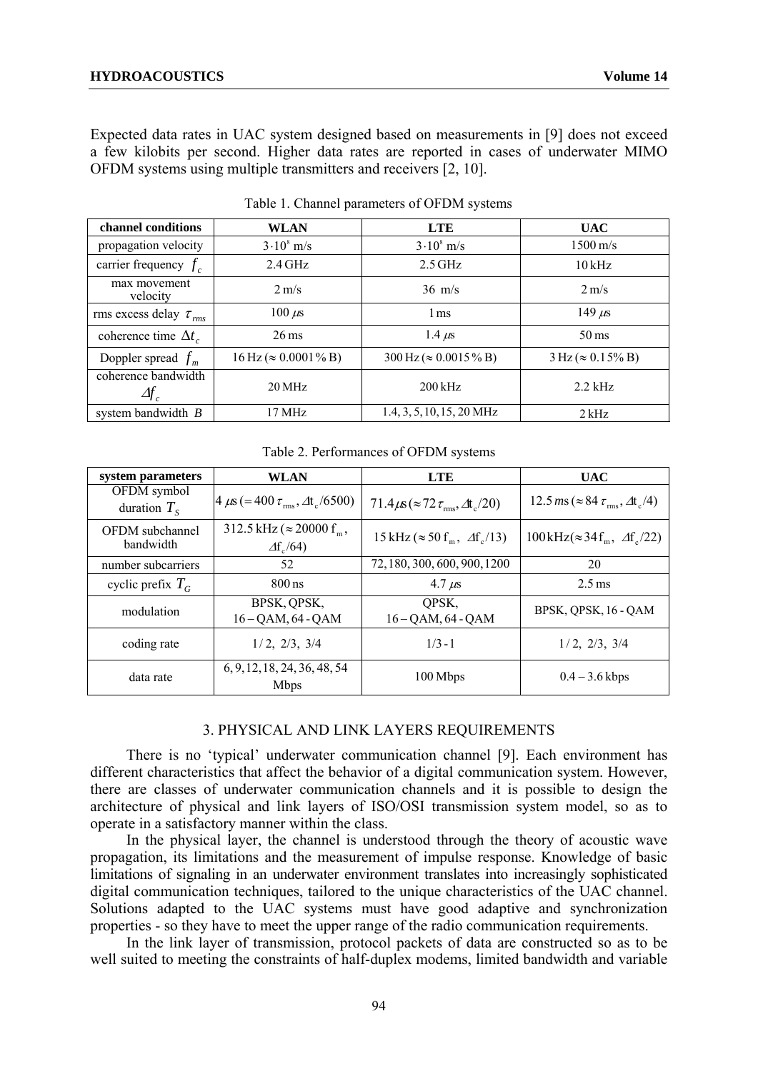Expected data rates in UAC system designed based on measurements in [9] does not exceed a few kilobits per second. Higher data rates are reported in cases of underwater MIMO OFDM systems using multiple transmitters and receivers [2, 10].

Table 1. Channel parameters of OFDM systems

| channel conditions | WLAN | LTE | UAC |
|---|---|---|---|
| propagation velocity | $3 \cdot 10^8$ m/s | $3 \cdot 10^8$ m/s | 1500 m/s |
| carrier frequency $f_c$ | 2.4 GHz | 2.5 GHz | 10 kHz |
| max movement velocity | 2 m/s | 36 m/s | 2 m/s |
| rms excess delay $\tau_{rms}$ | 100 $\mu$s | 1 ms | 149 $\mu$s |
| coherence time $\Delta t_c$ | 26 ms | 1.4 $\mu$s | 50 ms |
| Doppler spread $f_m$ | 16 Hz ($\approx$ 0.0001 % B) | 300 Hz ($\approx$ 0.0015 % B) | 3 Hz ($\approx$ 0.15% B) |
| coherence bandwidth $\Delta f_c$ | 20 MHz | 200 kHz | 2.2 kHz |
| system bandwidth $B$ | 17 MHz | 1.4, 3, 5, 10, 15, 20 MHz | 2 kHz |

Table 2. Performances of OFDM systems

| system parameters | WLAN | LTE | UAC |
|---|---|---|---|
| OFDM symbol duration $T_S$ | $4\ \mu s\ (= 400\ \tau_{rms}, \Delta t_c/6500)$ | $71.4 \mu s\ (\approx 72\ \tau_{rms}, \Delta t_c/20)$ | $12.5\ ms\ (\approx 84\ \tau_{rms}, \Delta t_c/4)$ |
| OFDM subchannel bandwidth | 312.5 kHz ($\approx 20000\ f_m$, $\Delta f_c/64$) | 15 kHz ($\approx 50\ f_m$, $\Delta f_c/13$) | 100 kHz($\approx 34\ f_m$, $\Delta f_c/22$) |
| number subcarriers | 52 | 72, 180, 300, 600, 900, 1200 | 20 |
| cyclic prefix $T_G$ | 800 ns | 4.7 $\mu$s | 2.5 ms |
| modulation | BPSK, QPSK, 16 – QAM, 64 - QAM | QPSK, 16 – QAM, 64 - QAM | BPSK, QPSK, 16 - QAM |
| coding rate | 1/2, 2/3, 3/4 | 1/3 - 1 | 1/2, 2/3, 3/4 |
| data rate | 6, 9, 12, 18, 24, 36, 48, 54 Mbps | 100 Mbps | 0.4 – 3.6 kbps |

## 3. PHYSICAL AND LINK LAYERS REQUIREMENTS

There is no 'typical' underwater communication channel [9]. Each environment has different characteristics that affect the behavior of a digital communication system. However, there are classes of underwater communication channels and it is possible to design the architecture of physical and link layers of ISO/OSI transmission system model, so as to operate in a satisfactory manner within the class.

In the physical layer, the channel is understood through the theory of acoustic wave propagation, its limitations and the measurement of impulse response. Knowledge of basic limitations of signaling in an underwater environment translates into increasingly sophisticated digital communication techniques, tailored to the unique characteristics of the UAC channel. Solutions adapted to the UAC systems must have good adaptive and synchronization properties - so they have to meet the upper range of the radio communication requirements.

In the link layer of transmission, protocol packets of data are constructed so as to be well suited to meeting the constraints of half-duplex modems, limited bandwidth and variable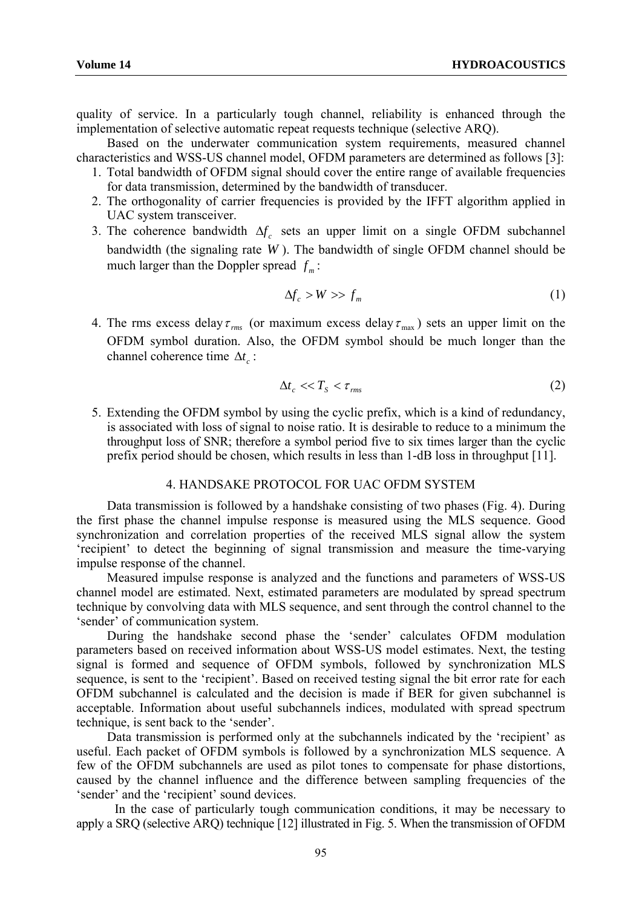quality of service. In a particularly tough channel, reliability is enhanced through the implementation of selective automatic repeat requests technique (selective ARQ).

Based on the underwater communication system requirements, measured channel characteristics and WSS-US channel model, OFDM parameters are determined as follows [3]:

1. Total bandwidth of OFDM signal should cover the entire range of available frequencies for data transmission, determined by the bandwidth of transducer.
2. The orthogonality of carrier frequencies is provided by the IFFT algorithm applied in UAC system transceiver.
3. The coherence bandwidth $\Delta f_c$ sets an upper limit on a single OFDM subchannel bandwidth (the signaling rate $W$). The bandwidth of single OFDM channel should be much larger than the Doppler spread $f_m$:

$$\Delta f_c > W >> f_m \tag{1}$$

4. The rms excess delay $\tau_{rms}$ (or maximum excess delay $\tau_{\max}$) sets an upper limit on the OFDM symbol duration. Also, the OFDM symbol should be much longer than the channel coherence time $\Delta t_c$:

$$\Delta t_c << T_S < \tau_{rms} \tag{2}$$

5. Extending the OFDM symbol by using the cyclic prefix, which is a kind of redundancy, is associated with loss of signal to noise ratio. It is desirable to reduce to a minimum the throughput loss of SNR; therefore a symbol period five to six times larger than the cyclic prefix period should be chosen, which results in less than 1-dB loss in throughput [11].

## 4. HANDSAKE PROTOCOL FOR UAC OFDM SYSTEM

Data transmission is followed by a handshake consisting of two phases (Fig. 4). During the first phase the channel impulse response is measured using the MLS sequence. Good synchronization and correlation properties of the received MLS signal allow the system 'recipient' to detect the beginning of signal transmission and measure the time-varying impulse response of the channel.

Measured impulse response is analyzed and the functions and parameters of WSS-US channel model are estimated. Next, estimated parameters are modulated by spread spectrum technique by convolving data with MLS sequence, and sent through the control channel to the 'sender' of communication system.

During the handshake second phase the 'sender' calculates OFDM modulation parameters based on received information about WSS-US model estimates. Next, the testing signal is formed and sequence of OFDM symbols, followed by synchronization MLS sequence, is sent to the 'recipient'. Based on received testing signal the bit error rate for each OFDM subchannel is calculated and the decision is made if BER for given subchannel is acceptable. Information about useful subchannels indices, modulated with spread spectrum technique, is sent back to the 'sender'.

Data transmission is performed only at the subchannels indicated by the 'recipient' as useful. Each packet of OFDM symbols is followed by a synchronization MLS sequence. A few of the OFDM subchannels are used as pilot tones to compensate for phase distortions, caused by the channel influence and the difference between sampling frequencies of the 'sender' and the 'recipient' sound devices.

In the case of particularly tough communication conditions, it may be necessary to apply a SRQ (selective ARQ) technique [12] illustrated in Fig. 5. When the transmission of OFDM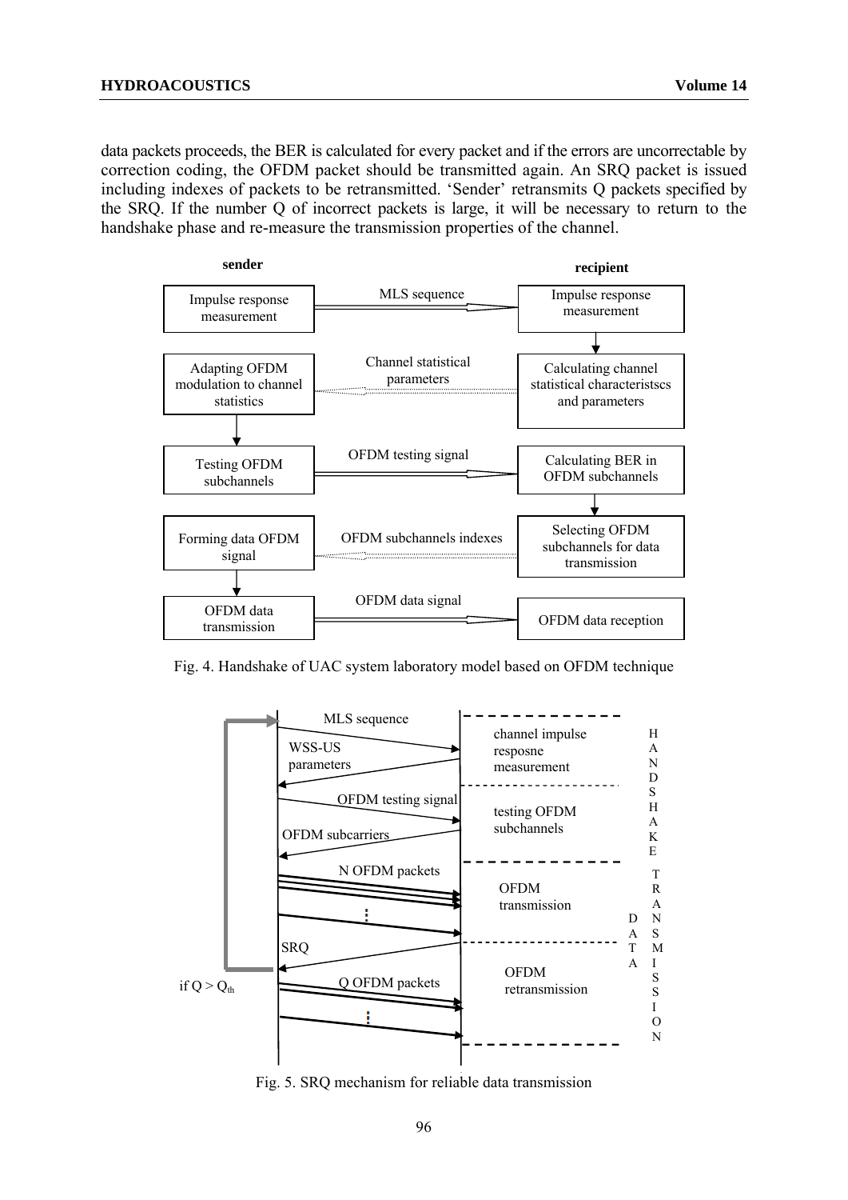data packets proceeds, the BER is calculated for every packet and if the errors are uncorrectable by correction coding, the OFDM packet should be transmitted again. An SRQ packet is issued including indexes of packets to be retransmitted. 'Sender' retransmits Q packets specified by the SRQ. If the number Q of incorrect packets is large, it will be necessary to return to the handshake phase and re-measure the transmission properties of the channel.

Fig. 4. Handshake of UAC system laboratory model based on OFDM technique

Fig. 5. SRQ mechanism for reliable data transmission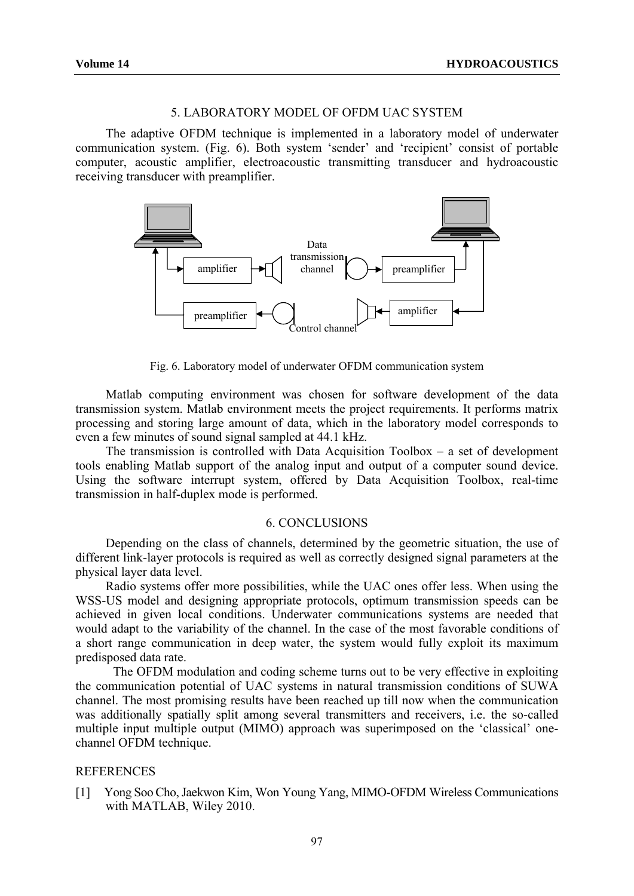## 5. LABORATORY MODEL OF OFDM UAC SYSTEM

The adaptive OFDM technique is implemented in a laboratory model of underwater communication system. (Fig. 6). Both system 'sender' and 'recipient' consist of portable computer, acoustic amplifier, electroacoustic transmitting transducer and hydroacoustic receiving transducer with preamplifier.

Fig. 6. Laboratory model of underwater OFDM communication system

Matlab computing environment was chosen for software development of the data transmission system. Matlab environment meets the project requirements. It performs matrix processing and storing large amount of data, which in the laboratory model corresponds to even a few minutes of sound signal sampled at 44.1 kHz.

The transmission is controlled with Data Acquisition Toolbox – a set of development tools enabling Matlab support of the analog input and output of a computer sound device. Using the software interrupt system, offered by Data Acquisition Toolbox, real-time transmission in half-duplex mode is performed.

## 6. CONCLUSIONS

Depending on the class of channels, determined by the geometric situation, the use of different link-layer protocols is required as well as correctly designed signal parameters at the physical layer data level.

Radio systems offer more possibilities, while the UAC ones offer less. When using the WSS-US model and designing appropriate protocols, optimum transmission speeds can be achieved in given local conditions. Underwater communications systems are needed that would adapt to the variability of the channel. In the case of the most favorable conditions of a short range communication in deep water, the system would fully exploit its maximum predisposed data rate.

The OFDM modulation and coding scheme turns out to be very effective in exploiting the communication potential of UAC systems in natural transmission conditions of SUWA channel. The most promising results have been reached up till now when the communication was additionally spatially split among several transmitters and receivers, i.e. the so-called multiple input multiple output (MIMO) approach was superimposed on the 'classical' one-channel OFDM technique.

## REFERENCES

[1] Yong Soo Cho, Jaekwon Kim, Won Young Yang, MIMO-OFDM Wireless Communications with MATLAB, Wiley 2010.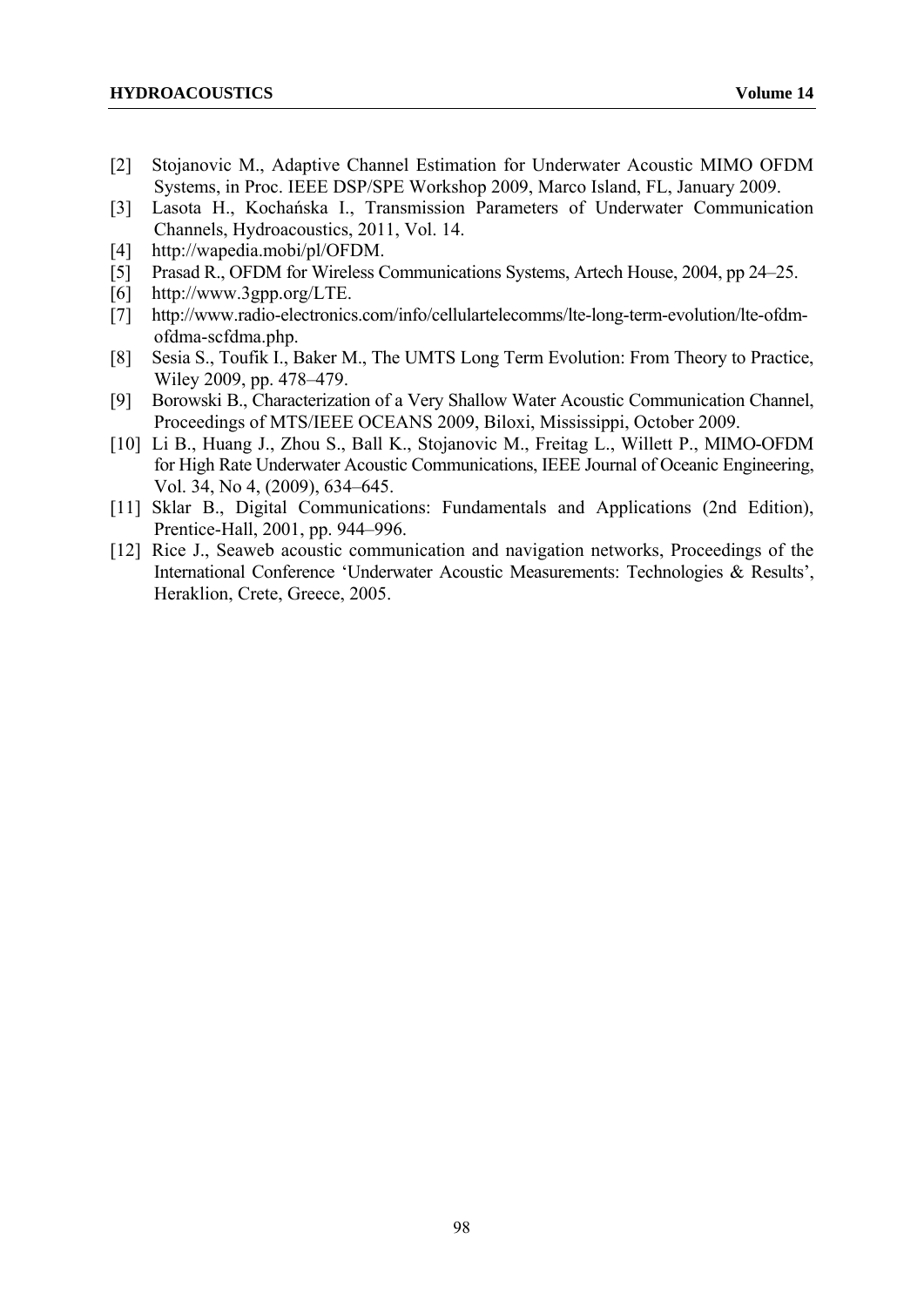[2] Stojanovic M., Adaptive Channel Estimation for Underwater Acoustic MIMO OFDM Systems, in Proc. IEEE DSP/SPE Workshop 2009, Marco Island, FL, January 2009.

[3] Lasota H., Kochańska I., Transmission Parameters of Underwater Communication Channels, Hydroacoustics, 2011, Vol. 14.

[4] http://wapedia.mobi/pl/OFDM.

[5] Prasad R., OFDM for Wireless Communications Systems, Artech House, 2004, pp 24–25.

[6] http://www.3gpp.org/LTE.

[7] http://www.radio-electronics.com/info/cellulartelecomms/lte-long-term-evolution/lte-ofdm-ofdma-scfdma.php.

[8] Sesia S., Toufik I., Baker M., The UMTS Long Term Evolution: From Theory to Practice, Wiley 2009, pp. 478–479.

[9] Borowski B., Characterization of a Very Shallow Water Acoustic Communication Channel, Proceedings of MTS/IEEE OCEANS 2009, Biloxi, Mississippi, October 2009.

[10] Li B., Huang J., Zhou S., Ball K., Stojanovic M., Freitag L., Willett P., MIMO-OFDM for High Rate Underwater Acoustic Communications, IEEE Journal of Oceanic Engineering, Vol. 34, No 4, (2009), 634–645.

[11] Sklar B., Digital Communications: Fundamentals and Applications (2nd Edition), Prentice-Hall, 2001, pp. 944–996.

[12] Rice J., Seaweb acoustic communication and navigation networks, Proceedings of the International Conference 'Underwater Acoustic Measurements: Technologies & Results', Heraklion, Crete, Greece, 2005.